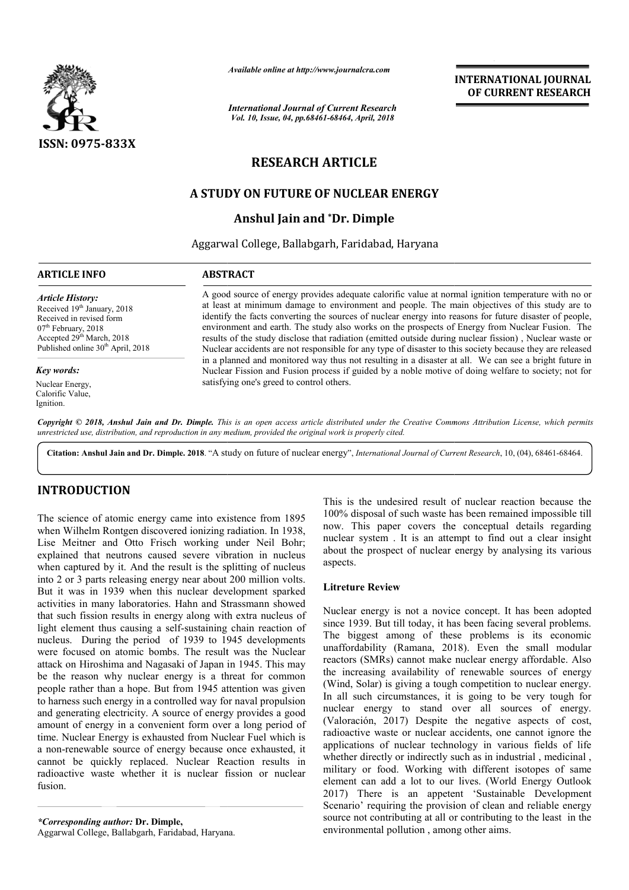# RESEARCH ARTICLE

## A STUDY ON FUTURE OF NUCLEAR ENERGY

**Anshul Jain and *Dr. Dimple**

Aggarwal College, Ballabgarh, Faridabad, Haryana

**ARTICLE INFO**

*Article History:*
Received 19th January, 2018
Received in revised form 07th February, 2018
Accepted 29th March, 2018
Published online 30th April, 2018

*Key words:*
Nuclear Energy,
Calorific Value,
Ignition.

**ABSTRACT**

A good source of energy provides adequate calorific value at normal ignition temperature with no or at least at minimum damage to environment and people. The main objectives of this study are to identify the facts converting the sources of nuclear energy into reasons for future disaster of people, environment and earth. The study also works on the prospects of Energy from Nuclear Fusion. The results of the study disclose that radiation (emitted outside during nuclear fission) , Nuclear waste or Nuclear accidents are not responsible for any type of disaster to this society because they are released in a planned and monitored way thus not resulting in a disaster at all. We can see a bright future in Nuclear Fission and Fusion process if guided by a noble motive of doing welfare to society; not for satisfying one's greed to control others.

*Copyright © 2018, Anshul Jain and Dr. Dimple. This is an open access article distributed under the Creative Commons Attribution License, which permits unrestricted use, distribution, and reproduction in any medium, provided the original work is properly cited.*

**Citation: Anshul Jain and Dr. Dimple. 2018**. "A study on future of nuclear energy", *International Journal of Current Research*, 10, (04), 68461-68464.

## INTRODUCTION

The science of atomic energy came into existence from 1895 when Wilhelm Rontgen discovered ionizing radiation. In 1938, Lise Meitner and Otto Frisch working under Neil Bohr; explained that neutrons caused severe vibration in nucleus when captured by it. And the result is the splitting of nucleus into 2 or 3 parts releasing energy near about 200 million volts. But it was in 1939 when this nuclear development sparked activities in many laboratories. Hahn and Strassmann showed that such fission results in energy along with extra nucleus of light element thus causing a self-sustaining chain reaction of nucleus. During the period of 1939 to 1945 developments were focused on atomic bombs. The result was the Nuclear attack on Hiroshima and Nagasaki of Japan in 1945. This may be the reason why nuclear energy is a threat for common people rather than a hope. But from 1945 attention was given to harness such energy in a controlled way for naval propulsion and generating electricity. A source of energy provides a good amount of energy in a convenient form over a long period of time. Nuclear Energy is exhausted from Nuclear Fuel which is a non-renewable source of energy because once exhausted, it cannot be quickly replaced. Nuclear Reaction results in radioactive waste whether it is nuclear fission or nuclear fusion.

This is the undesired result of nuclear reaction because the 100% disposal of such waste has been remained impossible till now. This paper covers the conceptual details regarding nuclear system . It is an attempt to find out a clear insight about the prospect of nuclear energy by analysing its various aspects.

### Litreture Review

Nuclear energy is not a novice concept. It has been adopted since 1939. But till today, it has been facing several problems. The biggest among of these problems is its economic unaffordability (Ramana, 2018). Even the small modular reactors (SMRs) cannot make nuclear energy affordable. Also the increasing availability of renewable sources of energy (Wind, Solar) is giving a tough competition to nuclear energy. In all such circumstances, it is going to be very tough for nuclear energy to stand over all sources of energy. (Valoración, 2017) Despite the negative aspects of cost, radioactive waste or nuclear accidents, one cannot ignore the applications of nuclear technology in various fields of life whether directly or indirectly such as in industrial , medicinal , military or food. Working with different isotopes of same element can add a lot to our lives. (World Energy Outlook 2017) There is an appetent 'Sustainable Development Scenario' requiring the provision of clean and reliable energy source not contributing at all or contributing to the least in the environmental pollution , among other aims.

*\*Corresponding author:* **Dr. Dimple,**
Aggarwal College, Ballabgarh, Faridabad, Haryana.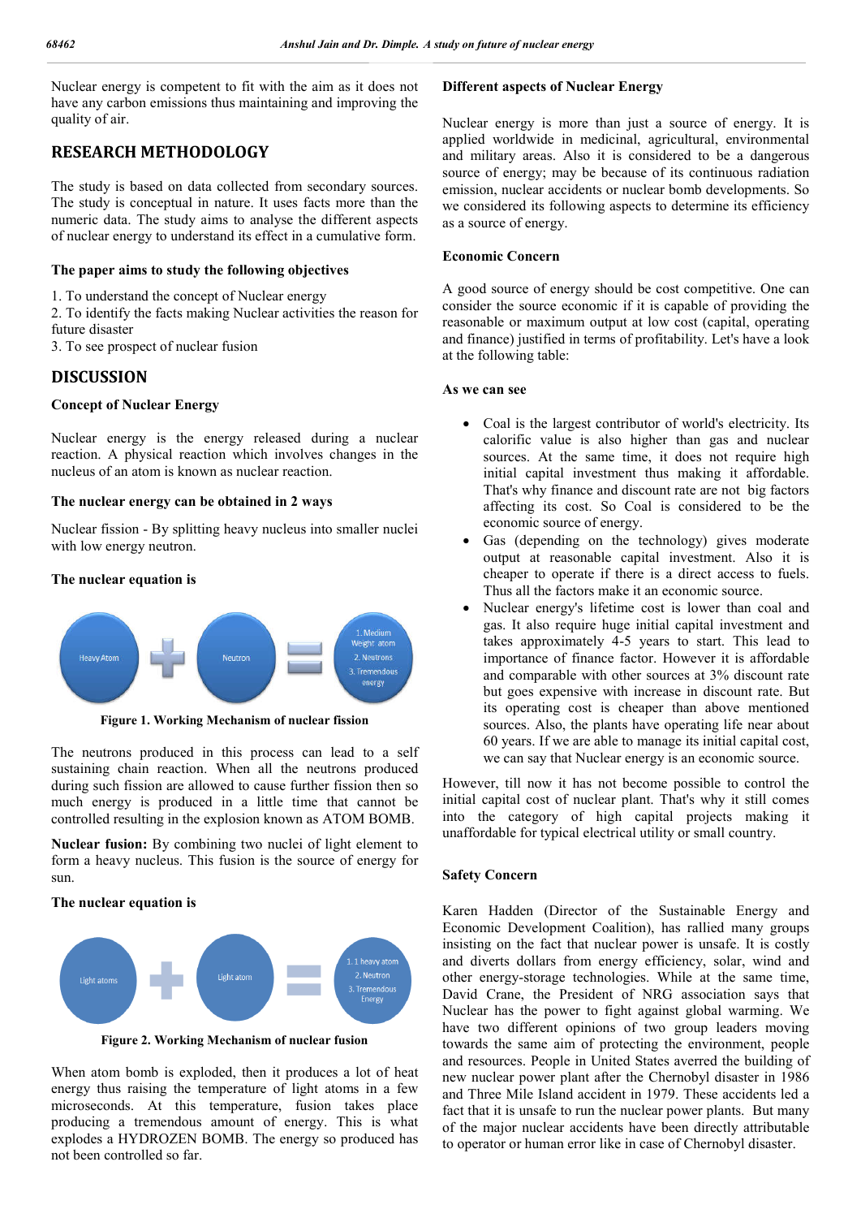Nuclear energy is competent to fit with the aim as it does not have any carbon emissions thus maintaining and improving the quality of air.

## RESEARCH METHODOLOGY

The study is based on data collected from secondary sources. The study is conceptual in nature. It uses facts more than the numeric data. The study aims to analyse the different aspects of nuclear energy to understand its effect in a cumulative form.

### The paper aims to study the following objectives

1. To understand the concept of Nuclear energy
2. To identify the facts making Nuclear activities the reason for future disaster
3. To see prospect of nuclear fusion

## DISCUSSION

### Concept of Nuclear Energy

Nuclear energy is the energy released during a nuclear reaction. A physical reaction which involves changes in the nucleus of an atom is known as nuclear reaction.

### The nuclear energy can be obtained in 2 ways

Nuclear fission - By splitting heavy nucleus into smaller nuclei with low energy neutron.

### The nuclear equation is

Heavy Atom + Neutron = 1. Medium Weight atom 2. Neutrons 3. Tremendous energy

**Figure 1. Working Mechanism of nuclear fission**

The neutrons produced in this process can lead to a self sustaining chain reaction. When all the neutrons produced during such fission are allowed to cause further fission then so much energy is produced in a little time that cannot be controlled resulting in the explosion known as ATOM BOMB.

**Nuclear fusion:** By combining two nuclei of light element to form a heavy nucleus. This fusion is the source of energy for sun.

### The nuclear equation is

Light atoms + Light atom = 1.1 heavy atom 2. Neutron 3. Tremendous Energy

**Figure 2. Working Mechanism of nuclear fusion**

When atom bomb is exploded, then it produces a lot of heat energy thus raising the temperature of light atoms in a few microseconds. At this temperature, fusion takes place producing a tremendous amount of energy. This is what explodes a HYDROZEN BOMB. The energy so produced has not been controlled so far.

### Different aspects of Nuclear Energy

Nuclear energy is more than just a source of energy. It is applied worldwide in medicinal, agricultural, environmental and military areas. Also it is considered to be a dangerous source of energy; may be because of its continuous radiation emission, nuclear accidents or nuclear bomb developments. So we considered its following aspects to determine its efficiency as a source of energy.

### Economic Concern

A good source of energy should be cost competitive. One can consider the source economic if it is capable of providing the reasonable or maximum output at low cost (capital, operating and finance) justified in terms of profitability. Let's have a look at the following table:

### As we can see

- Coal is the largest contributor of world's electricity. Its calorific value is also higher than gas and nuclear sources. At the same time, it does not require high initial capital investment thus making it affordable. That's why finance and discount rate are not big factors affecting its cost. So Coal is considered to be the economic source of energy.
- Gas (depending on the technology) gives moderate output at reasonable capital investment. Also it is cheaper to operate if there is a direct access to fuels. Thus all the factors make it an economic source.
- Nuclear energy's lifetime cost is lower than coal and gas. It also require huge initial capital investment and takes approximately 4-5 years to start. This lead to importance of finance factor. However it is affordable and comparable with other sources at 3% discount rate but goes expensive with increase in discount rate. But its operating cost is cheaper than above mentioned sources. Also, the plants have operating life near about 60 years. If we are able to manage its initial capital cost, we can say that Nuclear energy is an economic source.

However, till now it has not become possible to control the initial capital cost of nuclear plant. That's why it still comes into the category of high capital projects making it unaffordable for typical electrical utility or small country.

### Safety Concern

Karen Hadden (Director of the Sustainable Energy and Economic Development Coalition), has rallied many groups insisting on the fact that nuclear power is unsafe. It is costly and diverts dollars from energy efficiency, solar, wind and other energy-storage technologies. While at the same time, David Crane, the President of NRG association says that Nuclear has the power to fight against global warming. We have two different opinions of two group leaders moving towards the same aim of protecting the environment, people and resources. People in United States averred the building of new nuclear power plant after the Chernobyl disaster in 1986 and Three Mile Island accident in 1979. These accidents led a fact that it is unsafe to run the nuclear power plants. But many of the major nuclear accidents have been directly attributable to operator or human error like in case of Chernobyl disaster.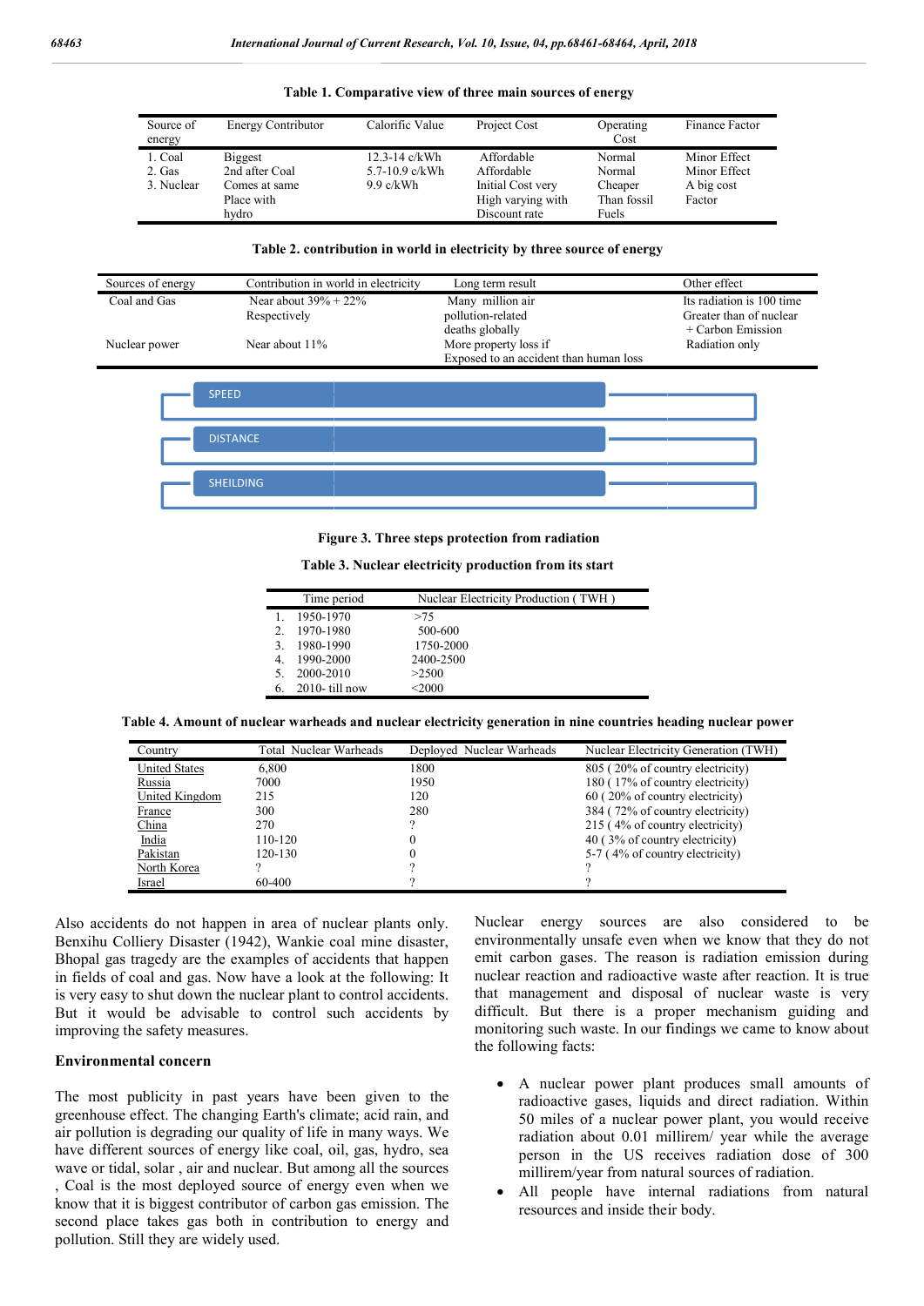**Table 1. Comparative view of three main sources of energy**

| Source of energy | Energy Contributor | Calorific Value | Project Cost | Operating Cost | Finance Factor |
|---|---|---|---|---|---|
| 1. Coal | Biggest | 12.3-14 c/kWh | Affordable | Normal | Minor Effect |
| 2. Gas | 2nd after Coal | 5.7-10.9 c/kWh | Affordable | Normal | Minor Effect |
| 3. Nuclear | Comes at same Place with hydro | 9.9 c/kWh | Initial Cost very High varying with Discount rate | Cheaper Than fossil Fuels | A big cost Factor |

**Table 2. contribution in world in electricity by three source of energy**

| Sources of energy | Contribution in world in electricity | Long term result | Other effect |
|---|---|---|---|
| Coal and Gas | Near about 39% + 22% Respectively | Many million air pollution-related deaths globally | Its radiation is 100 time Greater than of nuclear + Carbon Emission |
| Nuclear power | Near about 11% | More property loss if Exposed to an accident than human loss | Radiation only |

SPEED

DISTANCE

SHEILDING

**Figure 3. Three steps protection from radiation**

**Table 3. Nuclear electricity production from its start**

| | Time period | Nuclear Electricity Production ( TWH ) |
|---|---|---|
| 1. | 1950-1970 | >75 |
| 2. | 1970-1980 | 500-600 |
| 3. | 1980-1990 | 1750-2000 |
| 4. | 1990-2000 | 2400-2500 |
| 5. | 2000-2010 | >2500 |
| 6. | 2010- till now | <2000 |

**Table 4. Amount of nuclear warheads and nuclear electricity generation in nine countries heading nuclear power**

| Country | Total Nuclear Warheads | Deployed Nuclear Warheads | Nuclear Electricity Generation (TWH) |
|---|---|---|---|
| United States | 6,800 | 1800 | 805 ( 20% of country electricity) |
| Russia | 7000 | 1950 | 180 ( 17% of country electricity) |
| United Kingdom | 215 | 120 | 60 ( 20% of country electricity) |
| France | 300 | 280 | 384 ( 72% of country electricity) |
| China | 270 | ? | 215 ( 4% of country electricity) |
| India | 110-120 | 0 | 40 ( 3% of country electricity) |
| Pakistan | 120-130 | 0 | 5-7 ( 4% of country electricity) |
| North Korea | ? | ? | ? |
| Israel | 60-400 | ? | ? |

Also accidents do not happen in area of nuclear plants only. Benxihu Colliery Disaster (1942), Wankie coal mine disaster, Bhopal gas tragedy are the examples of accidents that happen in fields of coal and gas. Now have a look at the following: It is very easy to shut down the nuclear plant to control accidents. But it would be advisable to control such accidents by improving the safety measures.

## Environmental concern

The most publicity in past years have been given to the greenhouse effect. The changing Earth's climate; acid rain, and air pollution is degrading our quality of life in many ways. We have different sources of energy like coal, oil, gas, hydro, sea wave or tidal, solar , air and nuclear. But among all the sources , Coal is the most deployed source of energy even when we know that it is biggest contributor of carbon gas emission. The second place takes gas both in contribution to energy and pollution. Still they are widely used.

Nuclear energy sources are also considered to be environmentally unsafe even when we know that they do not emit carbon gases. The reason is radiation emission during nuclear reaction and radioactive waste after reaction. It is true that management and disposal of nuclear waste is very difficult. But there is a proper mechanism guiding and monitoring such waste. In our findings we came to know about the following facts:

- A nuclear power plant produces small amounts of radioactive gases, liquids and direct radiation. Within 50 miles of a nuclear power plant, you would receive radiation about 0.01 millirem/ year while the average person in the US receives radiation dose of 300 millirem/year from natural sources of radiation.
- All people have internal radiations from natural resources and inside their body.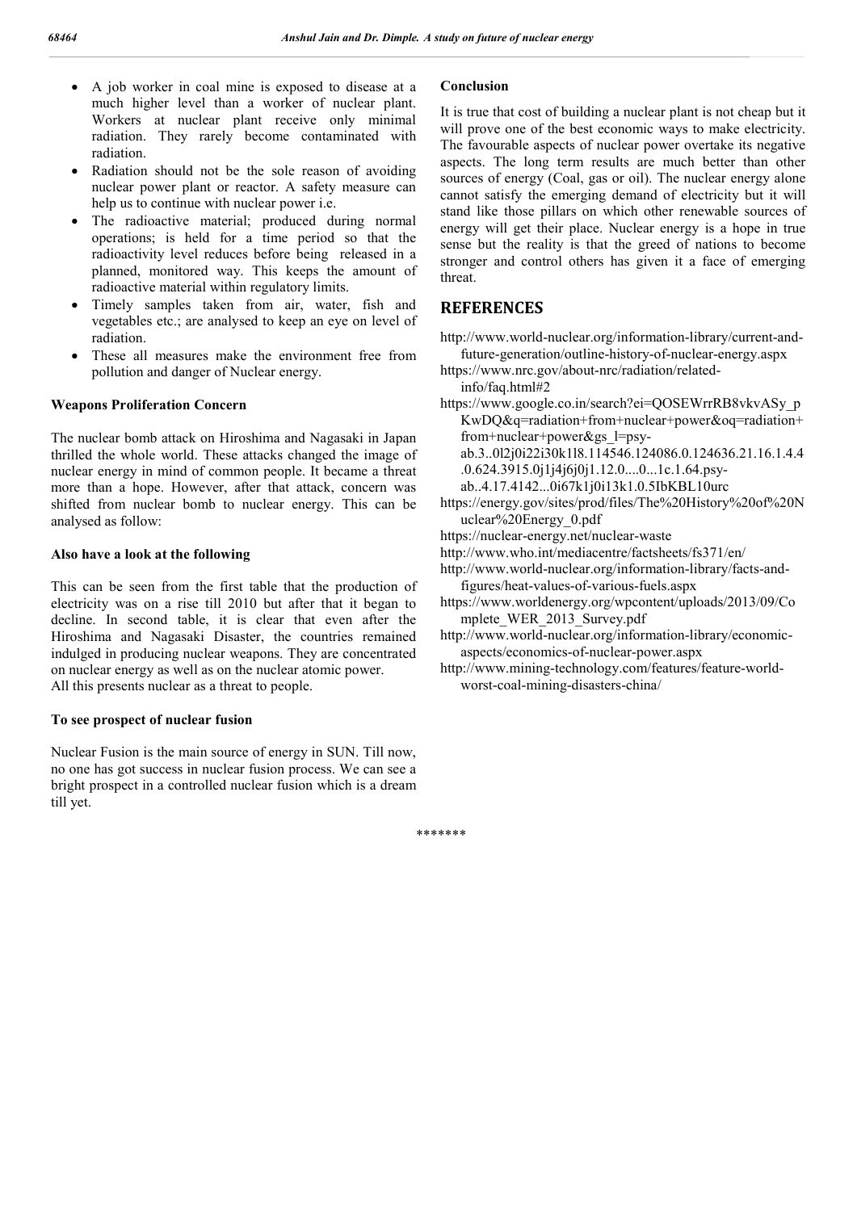- A job worker in coal mine is exposed to disease at a much higher level than a worker of nuclear plant. Workers at nuclear plant receive only minimal radiation. They rarely become contaminated with radiation.
- Radiation should not be the sole reason of avoiding nuclear power plant or reactor. A safety measure can help us to continue with nuclear power i.e.
- The radioactive material; produced during normal operations; is held for a time period so that the radioactivity level reduces before being released in a planned, monitored way. This keeps the amount of radioactive material within regulatory limits.
- Timely samples taken from air, water, fish and vegetables etc.; are analysed to keep an eye on level of radiation.
- These all measures make the environment free from pollution and danger of Nuclear energy.

**Weapons Proliferation Concern**

The nuclear bomb attack on Hiroshima and Nagasaki in Japan thrilled the whole world. These attacks changed the image of nuclear energy in mind of common people. It became a threat more than a hope. However, after that attack, concern was shifted from nuclear bomb to nuclear energy. This can be analysed as follow:

**Also have a look at the following**

This can be seen from the first table that the production of electricity was on a rise till 2010 but after that it began to decline. In second table, it is clear that even after the Hiroshima and Nagasaki Disaster, the countries remained indulged in producing nuclear weapons. They are concentrated on nuclear energy as well as on the nuclear atomic power.
All this presents nuclear as a threat to people.

**To see prospect of nuclear fusion**

Nuclear Fusion is the main source of energy in SUN. Till now, no one has got success in nuclear fusion process. We can see a bright prospect in a controlled nuclear fusion which is a dream till yet.

**Conclusion**

It is true that cost of building a nuclear plant is not cheap but it will prove one of the best economic ways to make electricity. The favourable aspects of nuclear power overtake its negative aspects. The long term results are much better than other sources of energy (Coal, gas or oil). The nuclear energy alone cannot satisfy the emerging demand of electricity but it will stand like those pillars on which other renewable sources of energy will get their place. Nuclear energy is a hope in true sense but the reality is that the greed of nations to become stronger and control others has given it a face of emerging threat.

## REFERENCES

http://www.world-nuclear.org/information-library/current-and-future-generation/outline-history-of-nuclear-energy.aspx

https://www.nrc.gov/about-nrc/radiation/related-info/faq.html#2

https://www.google.co.in/search?ei=QOSEWrrRB8vkvASy_pKwDQ&q=radiation+from+nuclear+power&oq=radiation+from+nuclear+power&gs_l=psy-ab.3..0l2j0i22i30k1l8.114546.124086.0.124636.21.16.1.4.4.0.624.3915.0j1j4j6j0j1.12.0....0...1c.1.64.psy-ab..4.17.4142...0i67k1j0i13k1.0.5IbKBL10urc

https://energy.gov/sites/prod/files/The%20History%20of%20Nuclear%20Energy_0.pdf

https://nuclear-energy.net/nuclear-waste

http://www.who.int/mediacentre/factsheets/fs371/en/

http://www.world-nuclear.org/information-library/facts-and-figures/heat-values-of-various-fuels.aspx

https://www.worldenergy.org/wpcontent/uploads/2013/09/Complete_WER_2013_Survey.pdf

http://www.world-nuclear.org/information-library/economic-aspects/economics-of-nuclear-power.aspx

http://www.mining-technology.com/features/feature-world-worst-coal-mining-disasters-china/

*******